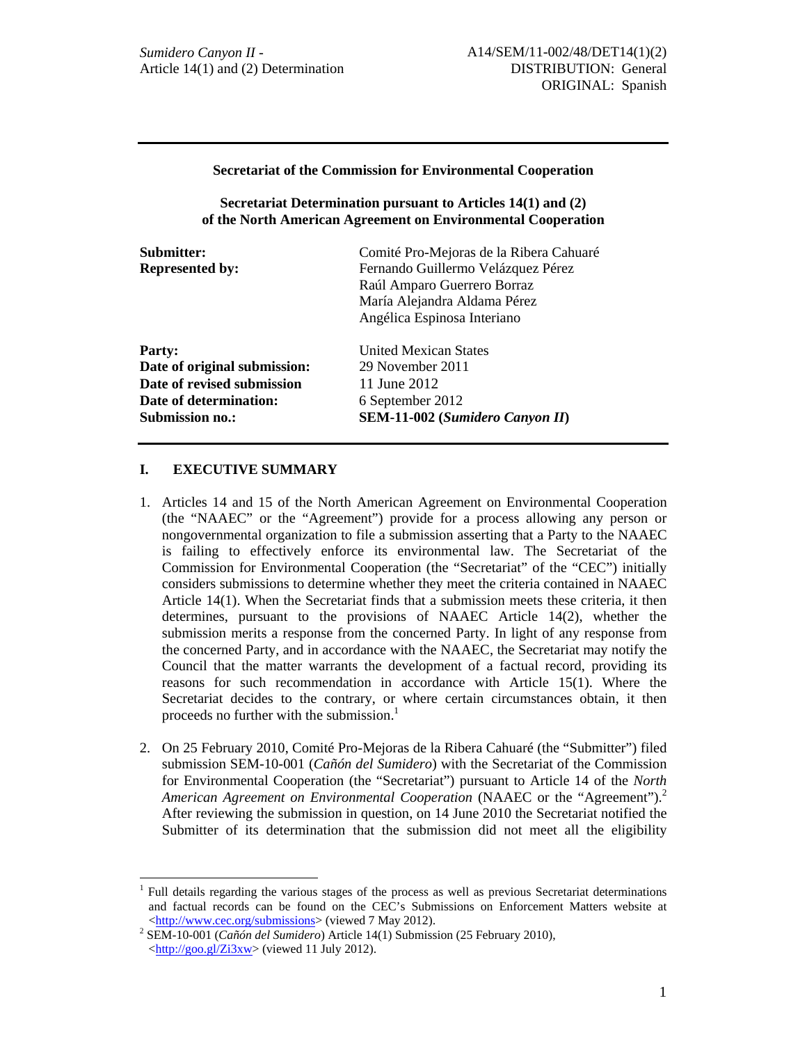**Secretariat of the Commission for Environmental Cooperation**

**Secretariat Determination pursuant to Articles 14(1) and (2) of the North American Agreement on Environmental Cooperation**

| | |
|---|---|
| **Submitter:** | Comité Pro-Mejoras de la Ribera Cahuaré |
| **Represented by:** | Fernando Guillermo Velázquez Pérez<br>Raúl Amparo Guerrero Borraz<br>María Alejandra Aldama Pérez<br>Angélica Espinosa Interiano |
| **Party:** | United Mexican States |
| **Date of original submission:** | 29 November 2011 |
| **Date of revised submission** | 11 June 2012 |
| **Date of determination:** | 6 September 2012 |
| **Submission no.:** | **SEM-11-002 (*Sumidero Canyon II*)** |

## I. EXECUTIVE SUMMARY

1. Articles 14 and 15 of the North American Agreement on Environmental Cooperation (the "NAAEC" or the "Agreement") provide for a process allowing any person or nongovernmental organization to file a submission asserting that a Party to the NAAEC is failing to effectively enforce its environmental law. The Secretariat of the Commission for Environmental Cooperation (the "Secretariat" of the "CEC") initially considers submissions to determine whether they meet the criteria contained in NAAEC Article 14(1). When the Secretariat finds that a submission meets these criteria, it then determines, pursuant to the provisions of NAAEC Article 14(2), whether the submission merits a response from the concerned Party. In light of any response from the concerned Party, and in accordance with the NAAEC, the Secretariat may notify the Council that the matter warrants the development of a factual record, providing its reasons for such recommendation in accordance with Article 15(1). Where the Secretariat decides to the contrary, or where certain circumstances obtain, it then proceeds no further with the submission.[1]

2. On 25 February 2010, Comité Pro-Mejoras de la Ribera Cahuaré (the "Submitter") filed submission SEM-10-001 (*Cañón del Sumidero*) with the Secretariat of the Commission for Environmental Cooperation (the "Secretariat") pursuant to Article 14 of the *North American Agreement on Environmental Cooperation* (NAAEC or the "Agreement").[2] After reviewing the submission in question, on 14 June 2010 the Secretariat notified the Submitter of its determination that the submission did not meet all the eligibility

---

[1] Full details regarding the various stages of the process as well as previous Secretariat determinations and factual records can be found on the CEC's Submissions on Enforcement Matters website at <http://www.cec.org/submissions> (viewed 7 May 2012).

[2] SEM-10-001 (*Cañón del Sumidero*) Article 14(1) Submission (25 February 2010), <http://goo.gl/Zi3xw> (viewed 11 July 2012).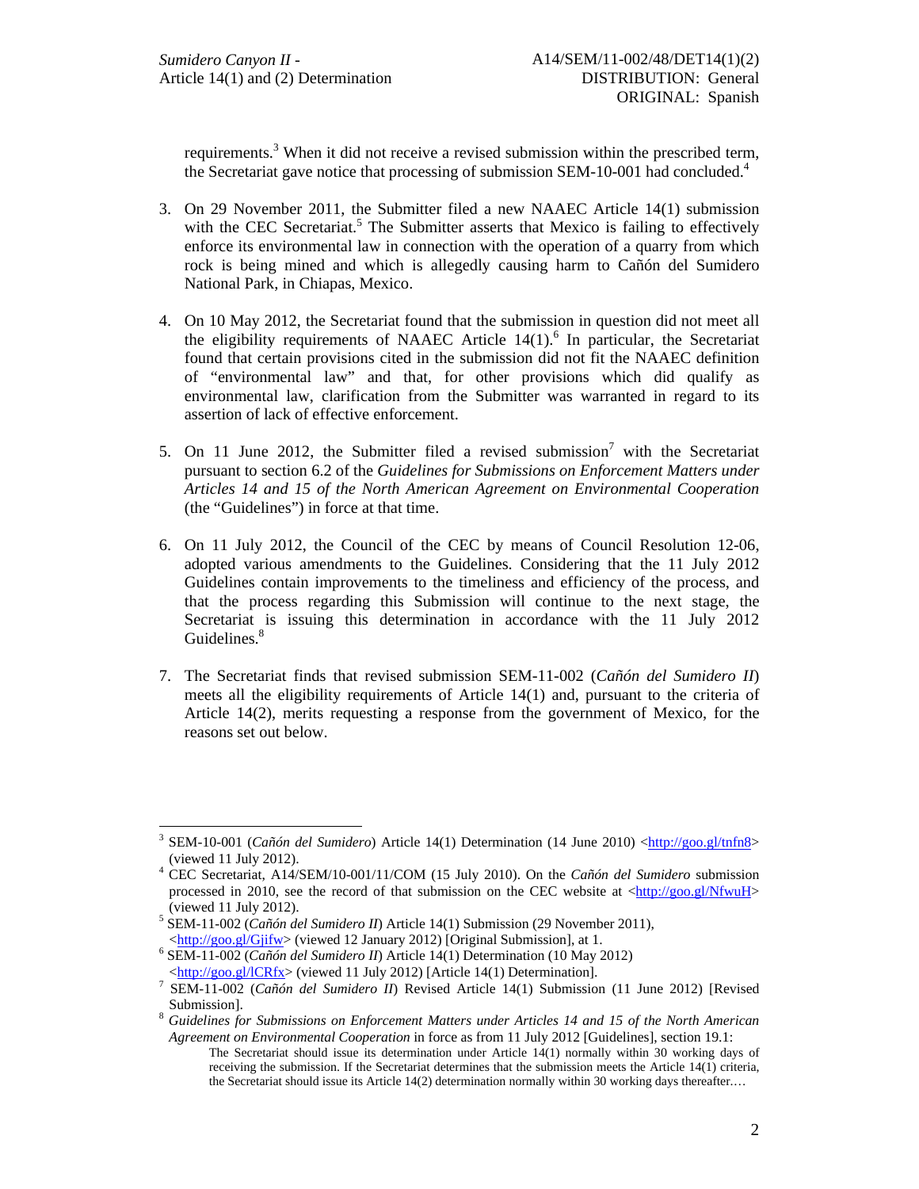requirements.[3] When it did not receive a revised submission within the prescribed term, the Secretariat gave notice that processing of submission SEM-10-001 had concluded.[4]

3. On 29 November 2011, the Submitter filed a new NAAEC Article 14(1) submission with the CEC Secretariat.[5] The Submitter asserts that Mexico is failing to effectively enforce its environmental law in connection with the operation of a quarry from which rock is being mined and which is allegedly causing harm to Cañón del Sumidero National Park, in Chiapas, Mexico.

4. On 10 May 2012, the Secretariat found that the submission in question did not meet all the eligibility requirements of NAAEC Article 14(1).[6] In particular, the Secretariat found that certain provisions cited in the submission did not fit the NAAEC definition of "environmental law" and that, for other provisions which did qualify as environmental law, clarification from the Submitter was warranted in regard to its assertion of lack of effective enforcement.

5. On 11 June 2012, the Submitter filed a revised submission[7] with the Secretariat pursuant to section 6.2 of the *Guidelines for Submissions on Enforcement Matters under Articles 14 and 15 of the North American Agreement on Environmental Cooperation* (the "Guidelines") in force at that time.

6. On 11 July 2012, the Council of the CEC by means of Council Resolution 12-06, adopted various amendments to the Guidelines. Considering that the 11 July 2012 Guidelines contain improvements to the timeliness and efficiency of the process, and that the process regarding this Submission will continue to the next stage, the Secretariat is issuing this determination in accordance with the 11 July 2012 Guidelines.[8]

7. The Secretariat finds that revised submission SEM-11-002 (*Cañón del Sumidero II*) meets all the eligibility requirements of Article 14(1) and, pursuant to the criteria of Article 14(2), merits requesting a response from the government of Mexico, for the reasons set out below.

---

[3] SEM-10-001 (*Cañón del Sumidero*) Article 14(1) Determination (14 June 2010) <http://goo.gl/tnfn8> (viewed 11 July 2012).

[4] CEC Secretariat, A14/SEM/10-001/11/COM (15 July 2010). On the *Cañón del Sumidero* submission processed in 2010, see the record of that submission on the CEC website at <http://goo.gl/NfwuH> (viewed 11 July 2012).

[5] SEM-11-002 (*Cañón del Sumidero II*) Article 14(1) Submission (29 November 2011), <http://goo.gl/Gjifw> (viewed 12 January 2012) [Original Submission], at 1.

[6] SEM-11-002 (*Cañón del Sumidero II*) Article 14(1) Determination (10 May 2012) <http://goo.gl/lCRfx> (viewed 11 July 2012) [Article 14(1) Determination].

[7] SEM-11-002 (*Cañón del Sumidero II*) Revised Article 14(1) Submission (11 June 2012) [Revised Submission].

[8] *Guidelines for Submissions on Enforcement Matters under Articles 14 and 15 of the North American Agreement on Environmental Cooperation* in force as from 11 July 2012 [Guidelines], section 19.1:

> The Secretariat should issue its determination under Article 14(1) normally within 30 working days of receiving the submission. If the Secretariat determines that the submission meets the Article 14(1) criteria, the Secretariat should issue its Article 14(2) determination normally within 30 working days thereafter.…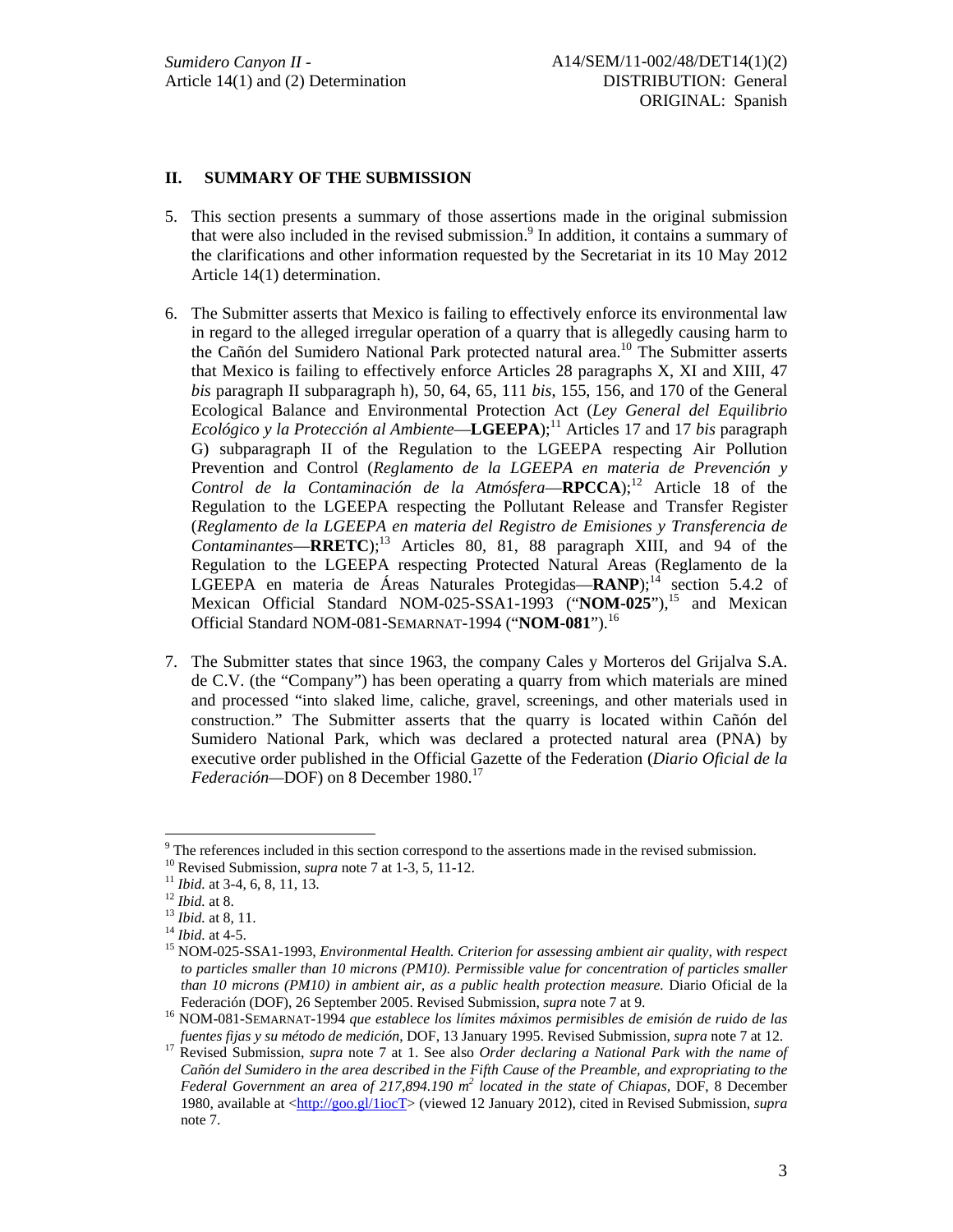## II. SUMMARY OF THE SUBMISSION

5. This section presents a summary of those assertions made in the original submission that were also included in the revised submission.[9] In addition, it contains a summary of the clarifications and other information requested by the Secretariat in its 10 May 2012 Article 14(1) determination.

6. The Submitter asserts that Mexico is failing to effectively enforce its environmental law in regard to the alleged irregular operation of a quarry that is allegedly causing harm to the Cañón del Sumidero National Park protected natural area.[10] The Submitter asserts that Mexico is failing to effectively enforce Articles 28 paragraphs X, XI and XIII, 47 *bis* paragraph II subparagraph h), 50, 64, 65, 111 *bis*, 155, 156, and 170 of the General Ecological Balance and Environmental Protection Act (*Ley General del Equilibrio Ecológico y la Protección al Ambiente*—**LGEEPA**);[11] Articles 17 and 17 *bis* paragraph G) subparagraph II of the Regulation to the LGEEPA respecting Air Pollution Prevention and Control (*Reglamento de la LGEEPA en materia de Prevención y Control de la Contaminación de la Atmósfera*—**RPCCA**);[12] Article 18 of the Regulation to the LGEEPA respecting the Pollutant Release and Transfer Register (*Reglamento de la LGEEPA en materia del Registro de Emisiones y Transferencia de Contaminantes*—**RRETC**);[13] Articles 80, 81, 88 paragraph XIII, and 94 of the Regulation to the LGEEPA respecting Protected Natural Areas (Reglamento de la LGEEPA en materia de Áreas Naturales Protegidas—**RANP**);[14] section 5.4.2 of Mexican Official Standard NOM-025-SSA1-1993 ("**NOM-025**"),[15] and Mexican Official Standard NOM-081-SEMARNAT-1994 ("**NOM-081**").[16]

7. The Submitter states that since 1963, the company Cales y Morteros del Grijalva S.A. de C.V. (the "Company") has been operating a quarry from which materials are mined and processed "into slaked lime, caliche, gravel, screenings, and other materials used in construction." The Submitter asserts that the quarry is located within Cañón del Sumidero National Park, which was declared a protected natural area (PNA) by executive order published in the Official Gazette of the Federation (*Diario Oficial de la Federación*—DOF) on 8 December 1980.[17]

---

[9] The references included in this section correspond to the assertions made in the revised submission.

[10] Revised Submission, *supra* note 7 at 1-3, 5, 11-12.

[11] *Ibid.* at 3-4, 6, 8, 11, 13.

[12] *Ibid.* at 8.

[13] *Ibid.* at 8, 11.

[14] *Ibid.* at 4-5.

[15] NOM-025-SSA1-1993, *Environmental Health. Criterion for assessing ambient air quality, with respect to particles smaller than 10 microns (PM10). Permissible value for concentration of particles smaller than 10 microns (PM10) in ambient air, as a public health protection measure.* Diario Oficial de la Federación (DOF), 26 September 2005. Revised Submission, *supra* note 7 at 9.

[16] NOM-081-SEMARNAT-1994 *que establece los límites máximos permisibles de emisión de ruido de las fuentes fijas y su método de medición*, DOF, 13 January 1995. Revised Submission, *supra* note 7 at 12.

[17] Revised Submission, *supra* note 7 at 1. See also *Order declaring a National Park with the name of Cañón del Sumidero in the area described in the Fifth Cause of the Preamble, and expropriating to the Federal Government an area of 217,894.190 $m^2$ located in the state of Chiapas*, DOF, 8 December 1980, available at <http://goo.gl/1iocT> (viewed 12 January 2012), cited in Revised Submission, *supra* note 7.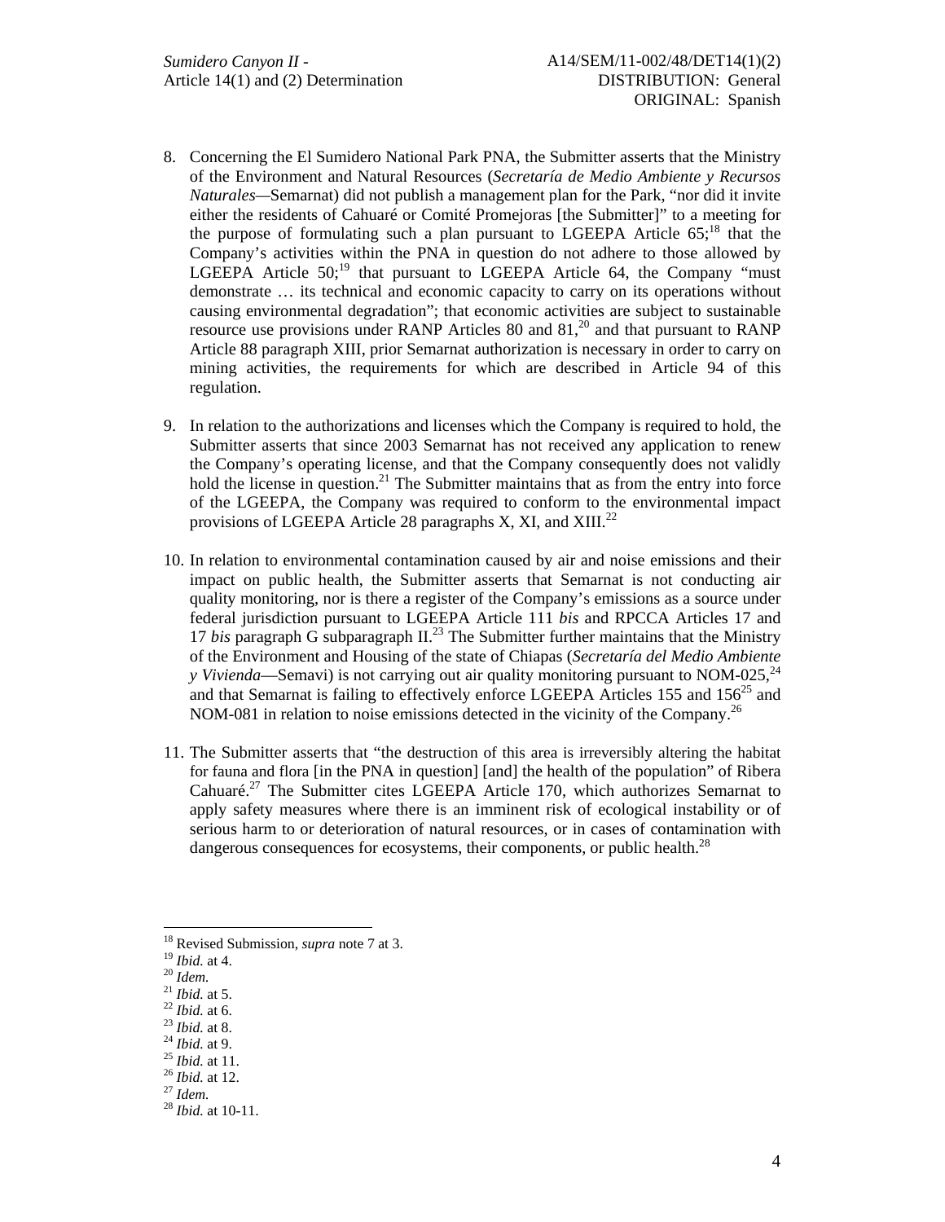8. Concerning the El Sumidero National Park PNA, the Submitter asserts that the Ministry of the Environment and Natural Resources (*Secretaría de Medio Ambiente y Recursos Naturales—*Semarnat) did not publish a management plan for the Park, "nor did it invite either the residents of Cahuaré or Comité Promejoras [the Submitter]" to a meeting for the purpose of formulating such a plan pursuant to LGEEPA Article 65;[18] that the Company's activities within the PNA in question do not adhere to those allowed by LGEEPA Article 50;[19] that pursuant to LGEEPA Article 64, the Company "must demonstrate … its technical and economic capacity to carry on its operations without causing environmental degradation"; that economic activities are subject to sustainable resource use provisions under RANP Articles 80 and 81,[20] and that pursuant to RANP Article 88 paragraph XIII, prior Semarnat authorization is necessary in order to carry on mining activities, the requirements for which are described in Article 94 of this regulation.

9. In relation to the authorizations and licenses which the Company is required to hold, the Submitter asserts that since 2003 Semarnat has not received any application to renew the Company's operating license, and that the Company consequently does not validly hold the license in question.[21] The Submitter maintains that as from the entry into force of the LGEEPA, the Company was required to conform to the environmental impact provisions of LGEEPA Article 28 paragraphs X, XI, and XIII.[22]

10. In relation to environmental contamination caused by air and noise emissions and their impact on public health, the Submitter asserts that Semarnat is not conducting air quality monitoring, nor is there a register of the Company's emissions as a source under federal jurisdiction pursuant to LGEEPA Article 111 *bis* and RPCCA Articles 17 and 17 *bis* paragraph G subparagraph II.[23] The Submitter further maintains that the Ministry of the Environment and Housing of the state of Chiapas (*Secretaría del Medio Ambiente y Vivienda*—Semavi) is not carrying out air quality monitoring pursuant to NOM-025,[24] and that Semarnat is failing to effectively enforce LGEEPA Articles 155 and 156[25] and NOM-081 in relation to noise emissions detected in the vicinity of the Company.[26]

11. The Submitter asserts that "the destruction of this area is irreversibly altering the habitat for fauna and flora [in the PNA in question] [and] the health of the population" of Ribera Cahuaré.[27] The Submitter cites LGEEPA Article 170, which authorizes Semarnat to apply safety measures where there is an imminent risk of ecological instability or of serious harm to or deterioration of natural resources, or in cases of contamination with dangerous consequences for ecosystems, their components, or public health.[28]

---

[18] Revised Submission, *supra* note 7 at 3.
[19] *Ibid.* at 4.
[20] *Idem.*
[21] *Ibid.* at 5.
[22] *Ibid.* at 6.
[23] *Ibid.* at 8.
[24] *Ibid.* at 9.
[25] *Ibid.* at 11.
[26] *Ibid.* at 12.
[27] *Idem.*
[28] *Ibid.* at 10-11.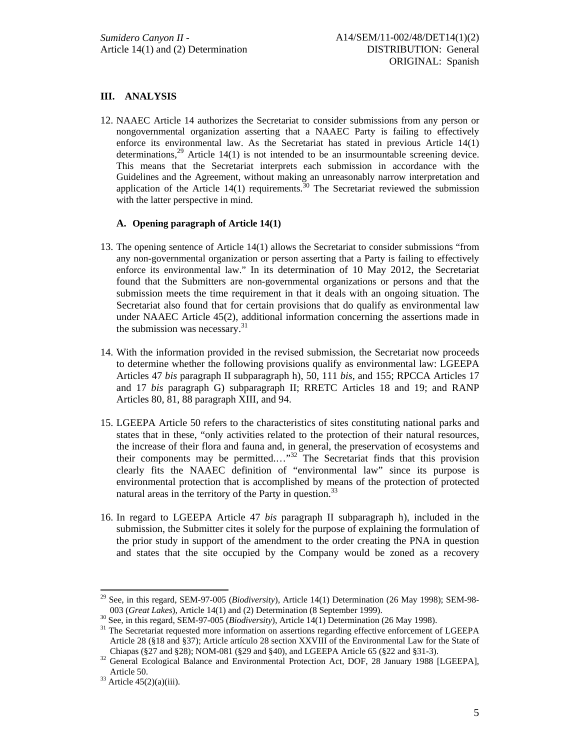## III. ANALYSIS

12. NAAEC Article 14 authorizes the Secretariat to consider submissions from any person or nongovernmental organization asserting that a NAAEC Party is failing to effectively enforce its environmental law. As the Secretariat has stated in previous Article 14(1) determinations,[29] Article 14(1) is not intended to be an insurmountable screening device. This means that the Secretariat interprets each submission in accordance with the Guidelines and the Agreement, without making an unreasonably narrow interpretation and application of the Article 14(1) requirements.[30] The Secretariat reviewed the submission with the latter perspective in mind.

### A. Opening paragraph of Article 14(1)

13. The opening sentence of Article 14(1) allows the Secretariat to consider submissions "from any non-governmental organization or person asserting that a Party is failing to effectively enforce its environmental law." In its determination of 10 May 2012, the Secretariat found that the Submitters are non-governmental organizations or persons and that the submission meets the time requirement in that it deals with an ongoing situation. The Secretariat also found that for certain provisions that do qualify as environmental law under NAAEC Article 45(2), additional information concerning the assertions made in the submission was necessary.[31]

14. With the information provided in the revised submission, the Secretariat now proceeds to determine whether the following provisions qualify as environmental law: LGEEPA Articles 47 *bis* paragraph II subparagraph h), 50, 111 *bis*, and 155; RPCCA Articles 17 and 17 *bis* paragraph G) subparagraph II; RRETC Articles 18 and 19; and RANP Articles 80, 81, 88 paragraph XIII, and 94.

15. LGEEPA Article 50 refers to the characteristics of sites constituting national parks and states that in these, "only activities related to the protection of their natural resources, the increase of their flora and fauna and, in general, the preservation of ecosystems and their components may be permitted.…"[32] The Secretariat finds that this provision clearly fits the NAAEC definition of "environmental law" since its purpose is environmental protection that is accomplished by means of the protection of protected natural areas in the territory of the Party in question.[33]

16. In regard to LGEEPA Article 47 *bis* paragraph II subparagraph h), included in the submission, the Submitter cites it solely for the purpose of explaining the formulation of the prior study in support of the amendment to the order creating the PNA in question and states that the site occupied by the Company would be zoned as a recovery

---

[29] See, in this regard, SEM-97-005 (*Biodiversity*), Article 14(1) Determination (26 May 1998); SEM-98-003 (*Great Lakes*), Article 14(1) and (2) Determination (8 September 1999).

[30] See, in this regard, SEM-97-005 (*Biodiversity*), Article 14(1) Determination (26 May 1998).

[31] The Secretariat requested more information on assertions regarding effective enforcement of LGEEPA Article 28 (§18 and §37); Article artículo 28 section XXVIII of the Environmental Law for the State of Chiapas (§27 and §28); NOM-081 (§29 and §40), and LGEEPA Article 65 (§22 and §31-3).

[32] General Ecological Balance and Environmental Protection Act, DOF, 28 January 1988 [LGEEPA], Article 50.

[33] Article 45(2)(a)(iii).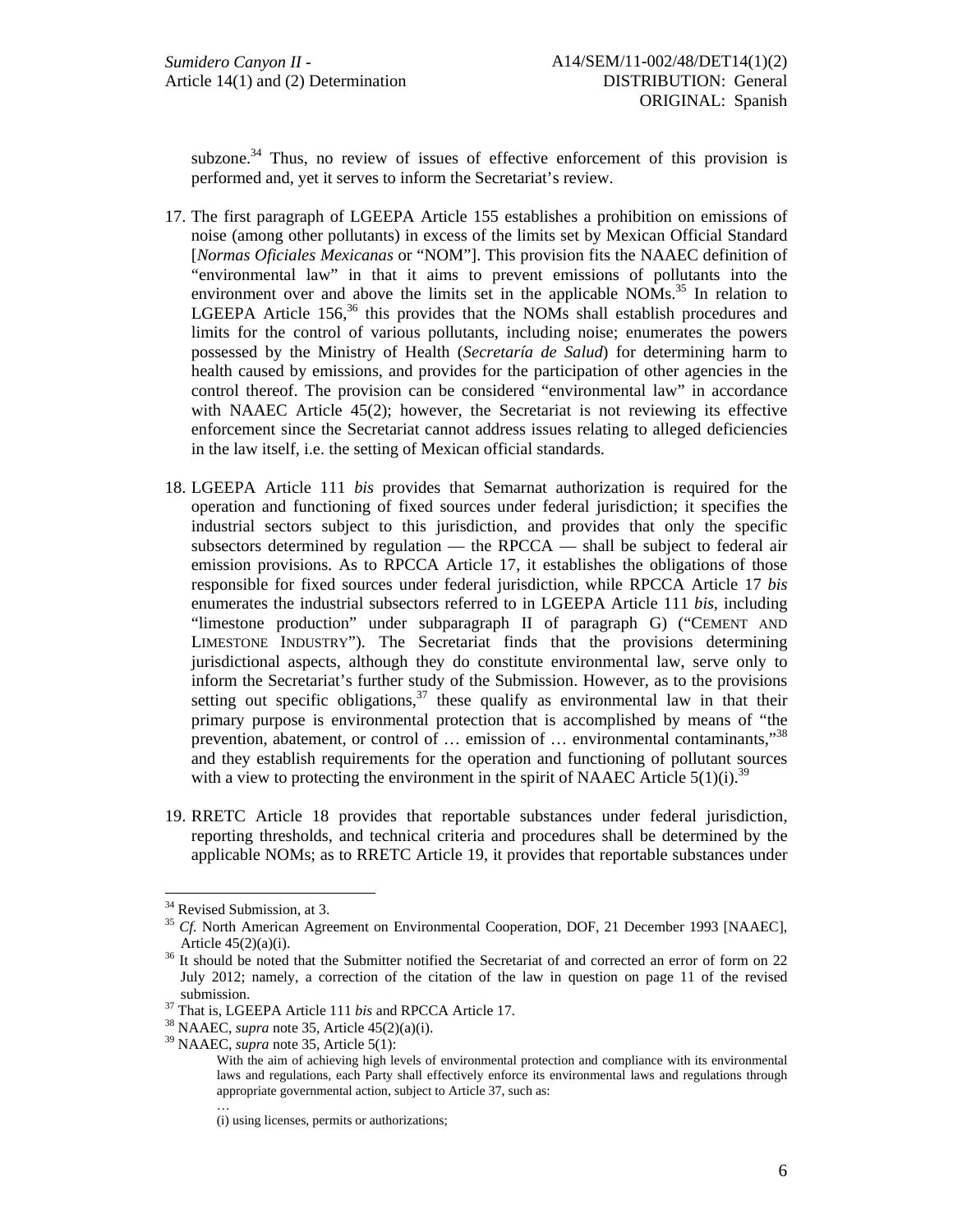subzone.[34] Thus, no review of issues of effective enforcement of this provision is performed and, yet it serves to inform the Secretariat's review.

17. The first paragraph of LGEEPA Article 155 establishes a prohibition on emissions of noise (among other pollutants) in excess of the limits set by Mexican Official Standard [*Normas Oficiales Mexicanas* or "NOM"]. This provision fits the NAAEC definition of "environmental law" in that it aims to prevent emissions of pollutants into the environment over and above the limits set in the applicable NOMs.[35] In relation to LGEEPA Article 156,[36] this provides that the NOMs shall establish procedures and limits for the control of various pollutants, including noise; enumerates the powers possessed by the Ministry of Health (*Secretaría de Salud*) for determining harm to health caused by emissions, and provides for the participation of other agencies in the control thereof. The provision can be considered "environmental law" in accordance with NAAEC Article 45(2); however, the Secretariat is not reviewing its effective enforcement since the Secretariat cannot address issues relating to alleged deficiencies in the law itself, i.e. the setting of Mexican official standards.

18. LGEEPA Article 111 *bis* provides that Semarnat authorization is required for the operation and functioning of fixed sources under federal jurisdiction; it specifies the industrial sectors subject to this jurisdiction, and provides that only the specific subsectors determined by regulation — the RPCCA — shall be subject to federal air emission provisions. As to RPCCA Article 17, it establishes the obligations of those responsible for fixed sources under federal jurisdiction, while RPCCA Article 17 *bis* enumerates the industrial subsectors referred to in LGEEPA Article 111 *bis*, including "limestone production" under subparagraph II of paragraph G) ("CEMENT AND LIMESTONE INDUSTRY"). The Secretariat finds that the provisions determining jurisdictional aspects, although they do constitute environmental law, serve only to inform the Secretariat's further study of the Submission. However, as to the provisions setting out specific obligations,[37] these qualify as environmental law in that their primary purpose is environmental protection that is accomplished by means of "the prevention, abatement, or control of … emission of … environmental contaminants,"[38] and they establish requirements for the operation and functioning of pollutant sources with a view to protecting the environment in the spirit of NAAEC Article 5(1)(i).[39]

19. RRETC Article 18 provides that reportable substances under federal jurisdiction, reporting thresholds, and technical criteria and procedures shall be determined by the applicable NOMs; as to RRETC Article 19, it provides that reportable substances under

---

[34] Revised Submission, at 3.

[35] *Cf.* North American Agreement on Environmental Cooperation, DOF, 21 December 1993 [NAAEC], Article 45(2)(a)(i).

[36] It should be noted that the Submitter notified the Secretariat of and corrected an error of form on 22 July 2012; namely, a correction of the citation of the law in question on page 11 of the revised submission.

[37] That is, LGEEPA Article 111 *bis* and RPCCA Article 17.

[38] NAAEC, *supra* note 35, Article 45(2)(a)(i).

[39] NAAEC, *supra* note 35, Article 5(1):

> With the aim of achieving high levels of environmental protection and compliance with its environmental laws and regulations, each Party shall effectively enforce its environmental laws and regulations through appropriate governmental action, subject to Article 37, such as:
>
> …
>
> (i) using licenses, permits or authorizations;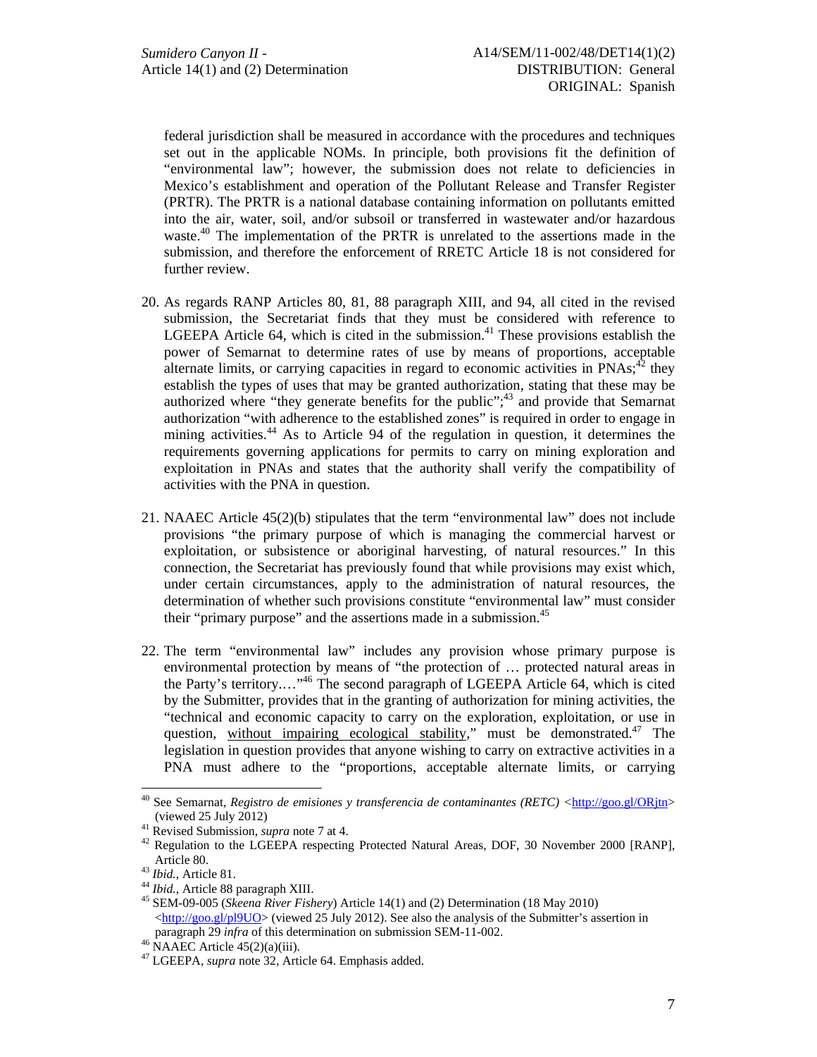federal jurisdiction shall be measured in accordance with the procedures and techniques set out in the applicable NOMs. In principle, both provisions fit the definition of "environmental law"; however, the submission does not relate to deficiencies in Mexico's establishment and operation of the Pollutant Release and Transfer Register (PRTR). The PRTR is a national database containing information on pollutants emitted into the air, water, soil, and/or subsoil or transferred in wastewater and/or hazardous waste.[40] The implementation of the PRTR is unrelated to the assertions made in the submission, and therefore the enforcement of RRETC Article 18 is not considered for further review.

20. As regards RANP Articles 80, 81, 88 paragraph XIII, and 94, all cited in the revised submission, the Secretariat finds that they must be considered with reference to LGEEPA Article 64, which is cited in the submission.[41] These provisions establish the power of Semarnat to determine rates of use by means of proportions, acceptable alternate limits, or carrying capacities in regard to economic activities in PNAs;[42] they establish the types of uses that may be granted authorization, stating that these may be authorized where "they generate benefits for the public";[43] and provide that Semarnat authorization "with adherence to the established zones" is required in order to engage in mining activities.[44] As to Article 94 of the regulation in question, it determines the requirements governing applications for permits to carry on mining exploration and exploitation in PNAs and states that the authority shall verify the compatibility of activities with the PNA in question.

21. NAAEC Article 45(2)(b) stipulates that the term "environmental law" does not include provisions "the primary purpose of which is managing the commercial harvest or exploitation, or subsistence or aboriginal harvesting, of natural resources." In this connection, the Secretariat has previously found that while provisions may exist which, under certain circumstances, apply to the administration of natural resources, the determination of whether such provisions constitute "environmental law" must consider their "primary purpose" and the assertions made in a submission.[45]

22. The term "environmental law" includes any provision whose primary purpose is environmental protection by means of "the protection of … protected natural areas in the Party's territory.…"[46] The second paragraph of LGEEPA Article 64, which is cited by the Submitter, provides that in the granting of authorization for mining activities, the "technical and economic capacity to carry on the exploration, exploitation, or use in question, <u>without impairing ecological stability</u>," must be demonstrated.[47] The legislation in question provides that anyone wishing to carry on extractive activities in a PNA must adhere to the "proportions, acceptable alternate limits, or carrying

---

[40] See Semarnat, *Registro de emisiones y transferencia de contaminantes (RETC)* <http://goo.gl/ORjtn> (viewed 25 July 2012)

[41] Revised Submission, *supra* note 7 at 4.

[42] Regulation to the LGEEPA respecting Protected Natural Areas, DOF, 30 November 2000 [RANP], Article 80.

[43] *Ibid.*, Article 81.

[44] *Ibid.*, Article 88 paragraph XIII.

[45] SEM-09-005 (*Skeena River Fishery*) Article 14(1) and (2) Determination (18 May 2010) <http://goo.gl/pl9UO> (viewed 25 July 2012). See also the analysis of the Submitter's assertion in paragraph 29 *infra* of this determination on submission SEM-11-002.

[46] NAAEC Article 45(2)(a)(iii).

[47] LGEEPA, *supra* note 32, Article 64. Emphasis added.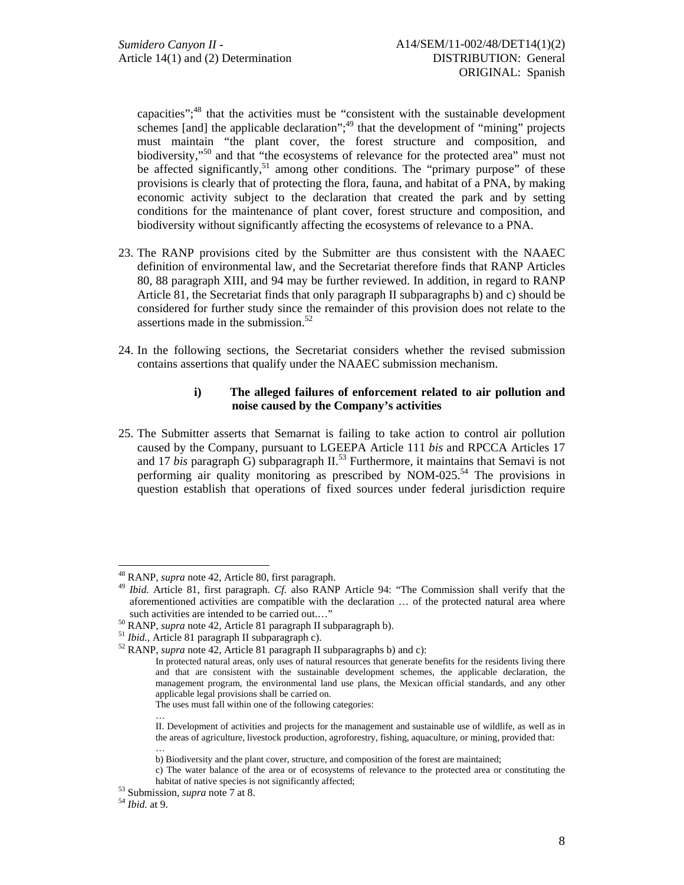capacities";[48] that the activities must be "consistent with the sustainable development schemes [and] the applicable declaration";[49] that the development of "mining" projects must maintain "the plant cover, the forest structure and composition, and biodiversity,"[50] and that "the ecosystems of relevance for the protected area" must not be affected significantly,[51] among other conditions. The "primary purpose" of these provisions is clearly that of protecting the flora, fauna, and habitat of a PNA, by making economic activity subject to the declaration that created the park and by setting conditions for the maintenance of plant cover, forest structure and composition, and biodiversity without significantly affecting the ecosystems of relevance to a PNA.

23. The RANP provisions cited by the Submitter are thus consistent with the NAAEC definition of environmental law, and the Secretariat therefore finds that RANP Articles 80, 88 paragraph XIII, and 94 may be further reviewed. In addition, in regard to RANP Article 81, the Secretariat finds that only paragraph II subparagraphs b) and c) should be considered for further study since the remainder of this provision does not relate to the assertions made in the submission.[52]

24. In the following sections, the Secretariat considers whether the revised submission contains assertions that qualify under the NAAEC submission mechanism.

#### i) The alleged failures of enforcement related to air pollution and noise caused by the Company's activities

25. The Submitter asserts that Semarnat is failing to take action to control air pollution caused by the Company, pursuant to LGEEPA Article 111 *bis* and RPCCA Articles 17 and 17 *bis* paragraph G) subparagraph II.[53] Furthermore, it maintains that Semavi is not performing air quality monitoring as prescribed by NOM-025.[54] The provisions in question establish that operations of fixed sources under federal jurisdiction require

---

[48] RANP, *supra* note 42, Article 80, first paragraph.

[49] *Ibid.* Article 81, first paragraph. *Cf.* also RANP Article 94: "The Commission shall verify that the aforementioned activities are compatible with the declaration … of the protected natural area where such activities are intended to be carried out.…"

[50] RANP, *supra* note 42, Article 81 paragraph II subparagraph b).

[51] *Ibid.*, Article 81 paragraph II subparagraph c).

[52] RANP, *supra* note 42, Article 81 paragraph II subparagraphs b) and c):

> In protected natural areas, only uses of natural resources that generate benefits for the residents living there and that are consistent with the sustainable development schemes, the applicable declaration, the management program, the environmental land use plans, the Mexican official standards, and any other applicable legal provisions shall be carried on.
>
> The uses must fall within one of the following categories:
>
> …
>
> II. Development of activities and projects for the management and sustainable use of wildlife, as well as in the areas of agriculture, livestock production, agroforestry, fishing, aquaculture, or mining, provided that:
>
> …
>
> b) Biodiversity and the plant cover, structure, and composition of the forest are maintained;
>
> c) The water balance of the area or of ecosystems of relevance to the protected area or constituting the habitat of native species is not significantly affected;

[53] Submission, *supra* note 7 at 8.

[54] *Ibid.* at 9.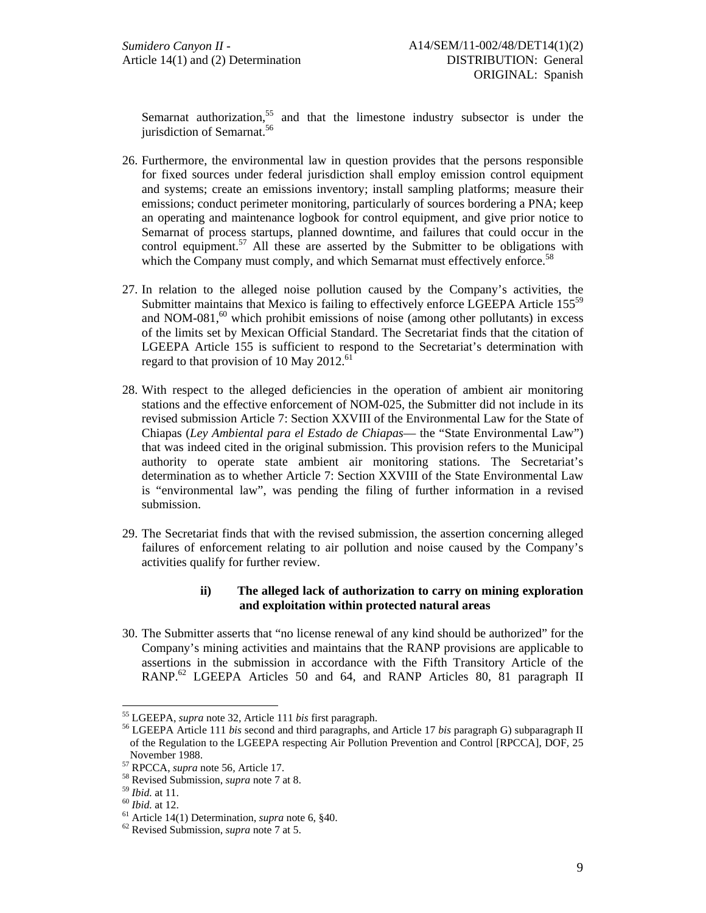Semarnat authorization,[55] and that the limestone industry subsector is under the jurisdiction of Semarnat.[56]

26. Furthermore, the environmental law in question provides that the persons responsible for fixed sources under federal jurisdiction shall employ emission control equipment and systems; create an emissions inventory; install sampling platforms; measure their emissions; conduct perimeter monitoring, particularly of sources bordering a PNA; keep an operating and maintenance logbook for control equipment, and give prior notice to Semarnat of process startups, planned downtime, and failures that could occur in the control equipment.[57] All these are asserted by the Submitter to be obligations with which the Company must comply, and which Semarnat must effectively enforce.[58]

27. In relation to the alleged noise pollution caused by the Company's activities, the Submitter maintains that Mexico is failing to effectively enforce LGEEPA Article 155[59] and NOM-081,[60] which prohibit emissions of noise (among other pollutants) in excess of the limits set by Mexican Official Standard. The Secretariat finds that the citation of LGEEPA Article 155 is sufficient to respond to the Secretariat's determination with regard to that provision of 10 May 2012.[61]

28. With respect to the alleged deficiencies in the operation of ambient air monitoring stations and the effective enforcement of NOM-025, the Submitter did not include in its revised submission Article 7: Section XXVIII of the Environmental Law for the State of Chiapas (*Ley Ambiental para el Estado de Chiapas*— the "State Environmental Law") that was indeed cited in the original submission. This provision refers to the Municipal authority to operate state ambient air monitoring stations. The Secretariat's determination as to whether Article 7: Section XXVIII of the State Environmental Law is "environmental law", was pending the filing of further information in a revised submission.

29. The Secretariat finds that with the revised submission, the assertion concerning alleged failures of enforcement relating to air pollution and noise caused by the Company's activities qualify for further review.

#### ii) The alleged lack of authorization to carry on mining exploration and exploitation within protected natural areas

30. The Submitter asserts that "no license renewal of any kind should be authorized" for the Company's mining activities and maintains that the RANP provisions are applicable to assertions in the submission in accordance with the Fifth Transitory Article of the RANP.[62] LGEEPA Articles 50 and 64, and RANP Articles 80, 81 paragraph II

---

[55] LGEEPA, *supra* note 32, Article 111 *bis* first paragraph.

[56] LGEEPA Article 111 *bis* second and third paragraphs, and Article 17 *bis* paragraph G) subparagraph II of the Regulation to the LGEEPA respecting Air Pollution Prevention and Control [RPCCA], DOF, 25 November 1988.

[57] RPCCA, *supra* note 56, Article 17.

[58] Revised Submission, *supra* note 7 at 8.

[59] *Ibid.* at 11.

[60] *Ibid.* at 12.

[61] Article 14(1) Determination, *supra* note 6, §40.

[62] Revised Submission, *supra* note 7 at 5.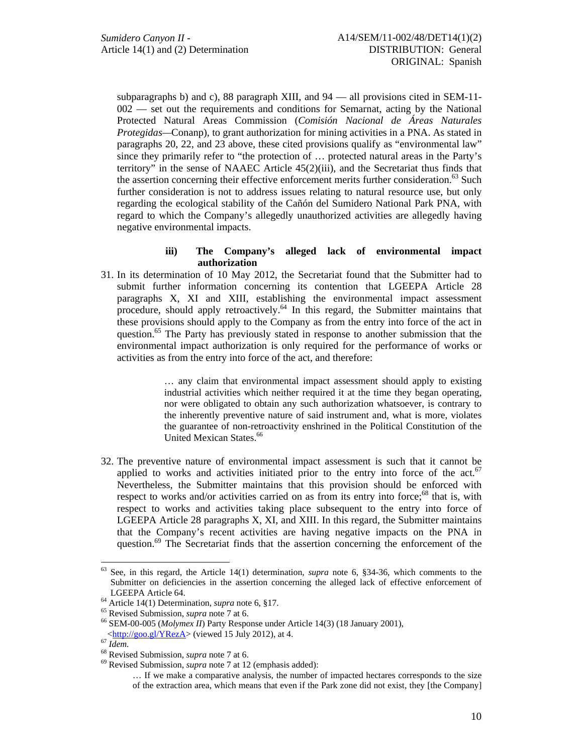subparagraphs b) and c), 88 paragraph XIII, and 94 — all provisions cited in SEM-11-002 — set out the requirements and conditions for Semarnat, acting by the National Protected Natural Areas Commission (*Comisión Nacional de Áreas Naturales Protegidas*—Conanp), to grant authorization for mining activities in a PNA. As stated in paragraphs 20, 22, and 23 above, these cited provisions qualify as "environmental law" since they primarily refer to "the protection of … protected natural areas in the Party's territory" in the sense of NAAEC Article 45(2)(iii), and the Secretariat thus finds that the assertion concerning their effective enforcement merits further consideration.[63] Such further consideration is not to address issues relating to natural resource use, but only regarding the ecological stability of the Cañón del Sumidero National Park PNA, with regard to which the Company's allegedly unauthorized activities are allegedly having negative environmental impacts.

**iii) The Company's alleged lack of environmental impact authorization**

31. In its determination of 10 May 2012, the Secretariat found that the Submitter had to submit further information concerning its contention that LGEEPA Article 28 paragraphs X, XI and XIII, establishing the environmental impact assessment procedure, should apply retroactively.[64] In this regard, the Submitter maintains that these provisions should apply to the Company as from the entry into force of the act in question.[65] The Party has previously stated in response to another submission that the environmental impact authorization is only required for the performance of works or activities as from the entry into force of the act, and therefore:

> … any claim that environmental impact assessment should apply to existing industrial activities which neither required it at the time they began operating, nor were obligated to obtain any such authorization whatsoever, is contrary to the inherently preventive nature of said instrument and, what is more, violates the guarantee of non-retroactivity enshrined in the Political Constitution of the United Mexican States.[66]

32. The preventive nature of environmental impact assessment is such that it cannot be applied to works and activities initiated prior to the entry into force of the act.[67] Nevertheless, the Submitter maintains that this provision should be enforced with respect to works and/or activities carried on as from its entry into force;[68] that is, with respect to works and activities taking place subsequent to the entry into force of LGEEPA Article 28 paragraphs X, XI, and XIII. In this regard, the Submitter maintains that the Company's recent activities are having negative impacts on the PNA in question.[69] The Secretariat finds that the assertion concerning the enforcement of the

---

[63] See, in this regard, the Article 14(1) determination, *supra* note 6, §34-36, which comments to the Submitter on deficiencies in the assertion concerning the alleged lack of effective enforcement of LGEEPA Article 64.

[64] Article 14(1) Determination, *supra* note 6, §17.

[65] Revised Submission, *supra* note 7 at 6.

[66] SEM-00-005 (*Molymex II*) Party Response under Article 14(3) (18 January 2001), <http://goo.gl/YRezA> (viewed 15 July 2012), at 4.

[67] *Idem.*

[68] Revised Submission, *supra* note 7 at 6.

[69] Revised Submission, *supra* note 7 at 12 (emphasis added):

> … If we make a comparative analysis, the number of impacted hectares corresponds to the size of the extraction area, which means that even if the Park zone did not exist, they [the Company]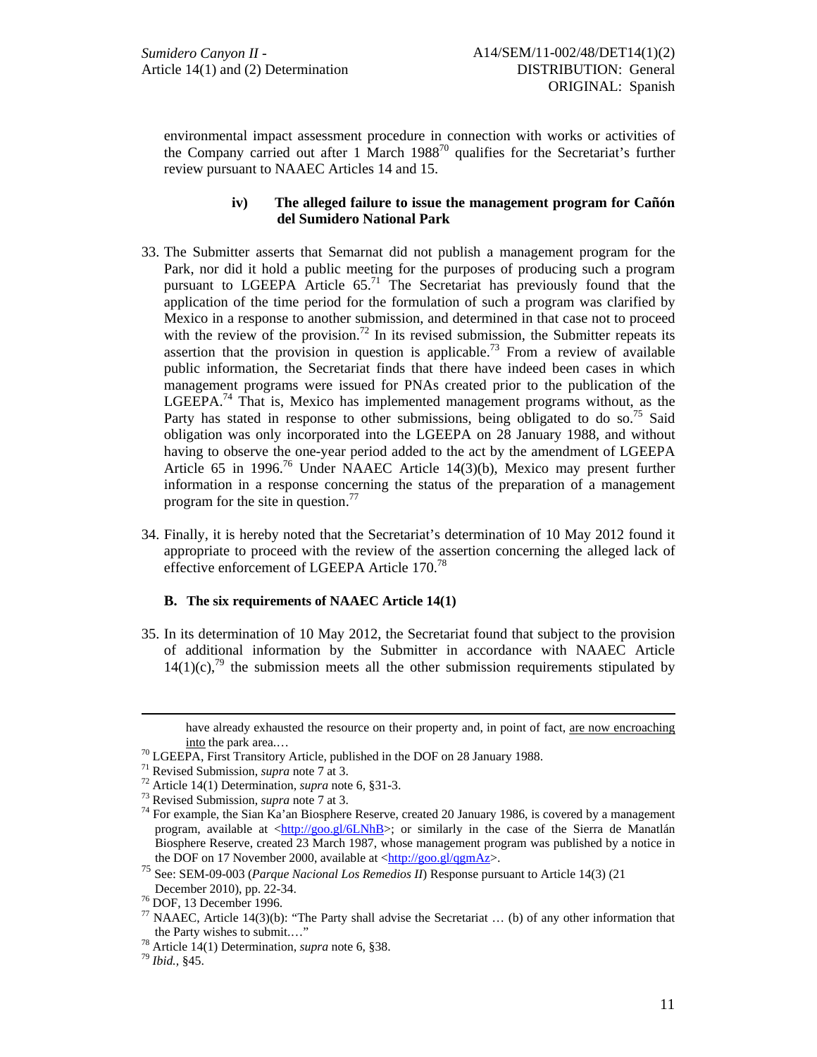environmental impact assessment procedure in connection with works or activities of the Company carried out after 1 March 1988[70] qualifies for the Secretariat's further review pursuant to NAAEC Articles 14 and 15.

#### iv) The alleged failure to issue the management program for Cañón del Sumidero National Park

33. The Submitter asserts that Semarnat did not publish a management program for the Park, nor did it hold a public meeting for the purposes of producing such a program pursuant to LGEEPA Article 65.[71] The Secretariat has previously found that the application of the time period for the formulation of such a program was clarified by Mexico in a response to another submission, and determined in that case not to proceed with the review of the provision.[72] In its revised submission, the Submitter repeats its assertion that the provision in question is applicable.[73] From a review of available public information, the Secretariat finds that there have indeed been cases in which management programs were issued for PNAs created prior to the publication of the LGEEPA.[74] That is, Mexico has implemented management programs without, as the Party has stated in response to other submissions, being obligated to do so.[75] Said obligation was only incorporated into the LGEEPA on 28 January 1988, and without having to observe the one-year period added to the act by the amendment of LGEEPA Article 65 in 1996.[76] Under NAAEC Article 14(3)(b), Mexico may present further information in a response concerning the status of the preparation of a management program for the site in question.[77]

34. Finally, it is hereby noted that the Secretariat's determination of 10 May 2012 found it appropriate to proceed with the review of the assertion concerning the alleged lack of effective enforcement of LGEEPA Article 170.[78]

### B. The six requirements of NAAEC Article 14(1)

35. In its determination of 10 May 2012, the Secretariat found that subject to the provision of additional information by the Submitter in accordance with NAAEC Article 14(1)(c),[79] the submission meets all the other submission requirements stipulated by

---

have already exhausted the resource on their property and, in point of fact, are now encroaching into the park area.…

[70] LGEEPA, First Transitory Article, published in the DOF on 28 January 1988.

[71] Revised Submission, *supra* note 7 at 3.

[72] Article 14(1) Determination, *supra* note 6, §31-3.

[73] Revised Submission, *supra* note 7 at 3.

[74] For example, the Sian Ka'an Biosphere Reserve, created 20 January 1986, is covered by a management program, available at <http://goo.gl/6LNhB>; or similarly in the case of the Sierra de Manatlán Biosphere Reserve, created 23 March 1987, whose management program was published by a notice in the DOF on 17 November 2000, available at <http://goo.gl/qgmAz>.

[75] See: SEM-09-003 (*Parque Nacional Los Remedios II*) Response pursuant to Article 14(3) (21 December 2010), pp. 22-34.

[76] DOF, 13 December 1996.

[77] NAAEC, Article 14(3)(b): "The Party shall advise the Secretariat … (b) of any other information that the Party wishes to submit.…"

[78] Article 14(1) Determination, *supra* note 6, §38.

[79] *Ibid.*, §45.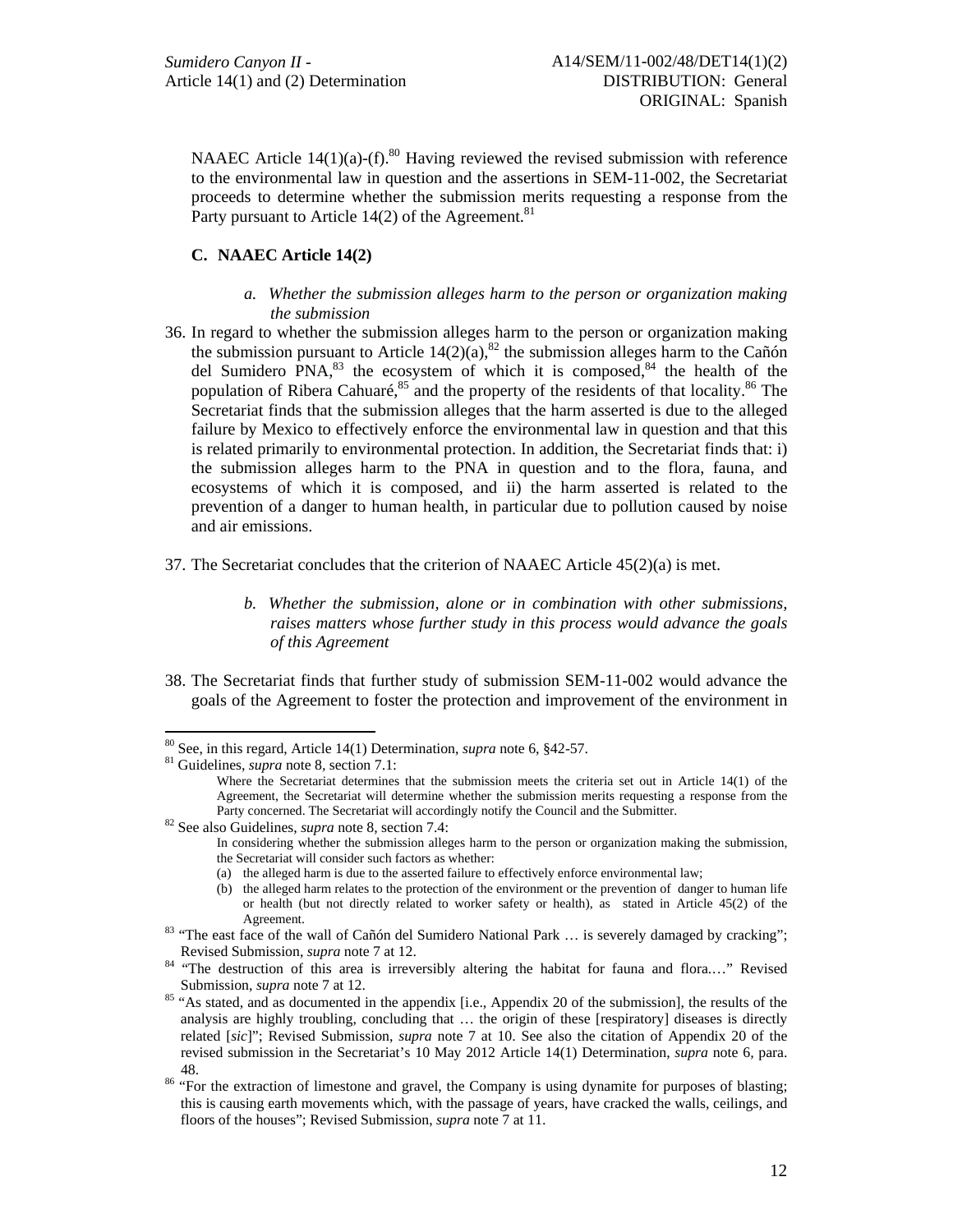NAAEC Article 14(1)(a)-(f).[80] Having reviewed the revised submission with reference to the environmental law in question and the assertions in SEM-11-002, the Secretariat proceeds to determine whether the submission merits requesting a response from the Party pursuant to Article 14(2) of the Agreement.[81]

### C. NAAEC Article 14(2)

#### *a. Whether the submission alleges harm to the person or organization making the submission*

36. In regard to whether the submission alleges harm to the person or organization making the submission pursuant to Article 14(2)(a),[82] the submission alleges harm to the Cañón del Sumidero PNA,[83] the ecosystem of which it is composed,[84] the health of the population of Ribera Cahuaré,[85] and the property of the residents of that locality.[86] The Secretariat finds that the submission alleges that the harm asserted is due to the alleged failure by Mexico to effectively enforce the environmental law in question and that this is related primarily to environmental protection. In addition, the Secretariat finds that: i) the submission alleges harm to the PNA in question and to the flora, fauna, and ecosystems of which it is composed, and ii) the harm asserted is related to the prevention of a danger to human health, in particular due to pollution caused by noise and air emissions.

37. The Secretariat concludes that the criterion of NAAEC Article 45(2)(a) is met.

#### *b. Whether the submission, alone or in combination with other submissions, raises matters whose further study in this process would advance the goals of this Agreement*

38. The Secretariat finds that further study of submission SEM-11-002 would advance the goals of the Agreement to foster the protection and improvement of the environment in

---

[80] See, in this regard, Article 14(1) Determination, *supra* note 6, §42-57.

[81] Guidelines, *supra* note 8, section 7.1:

> Where the Secretariat determines that the submission meets the criteria set out in Article 14(1) of the Agreement, the Secretariat will determine whether the submission merits requesting a response from the Party concerned. The Secretariat will accordingly notify the Council and the Submitter.

[82] See also Guidelines, *supra* note 8, section 7.4:

> In considering whether the submission alleges harm to the person or organization making the submission, the Secretariat will consider such factors as whether:
>
> (a) the alleged harm is due to the asserted failure to effectively enforce environmental law;
>
> (b) the alleged harm relates to the protection of the environment or the prevention of danger to human life or health (but not directly related to worker safety or health), as stated in Article 45(2) of the Agreement.

[83] "The east face of the wall of Cañón del Sumidero National Park … is severely damaged by cracking"; Revised Submission, *supra* note 7 at 12.

[84] "The destruction of this area is irreversibly altering the habitat for fauna and flora.…" Revised Submission, *supra* note 7 at 12.

[85] "As stated, and as documented in the appendix [i.e., Appendix 20 of the submission], the results of the analysis are highly troubling, concluding that … the origin of these [respiratory] diseases is directly related [*sic*]"; Revised Submission, *supra* note 7 at 10. See also the citation of Appendix 20 of the revised submission in the Secretariat's 10 May 2012 Article 14(1) Determination, *supra* note 6, para. 48.

[86] "For the extraction of limestone and gravel, the Company is using dynamite for purposes of blasting; this is causing earth movements which, with the passage of years, have cracked the walls, ceilings, and floors of the houses"; Revised Submission, *supra* note 7 at 11.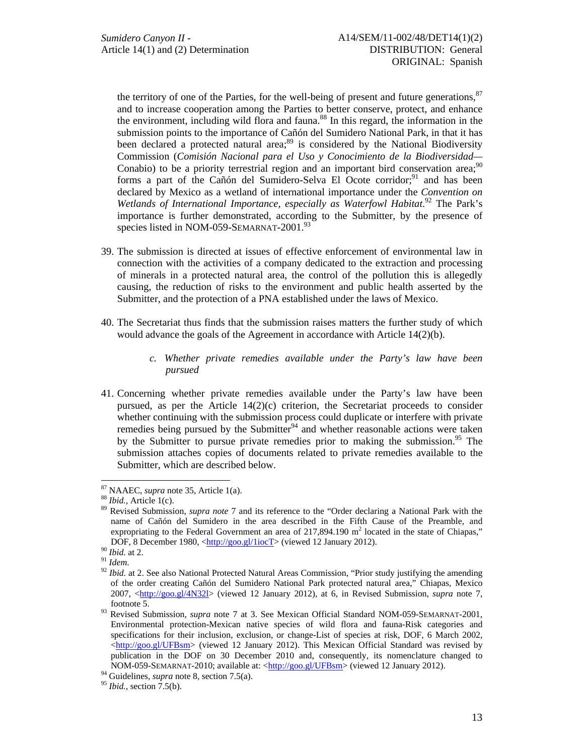the territory of one of the Parties, for the well-being of present and future generations,[87] and to increase cooperation among the Parties to better conserve, protect, and enhance the environment, including wild flora and fauna.[88] In this regard, the information in the submission points to the importance of Cañón del Sumidero National Park, in that it has been declared a protected natural area;[89] is considered by the National Biodiversity Commission (*Comisión Nacional para el Uso y Conocimiento de la Biodiversidad*—Conabio) to be a priority terrestrial region and an important bird conservation area;[90] forms a part of the Cañón del Sumidero-Selva El Ocote corridor;[91] and has been declared by Mexico as a wetland of international importance under the *Convention on Wetlands of International Importance, especially as Waterfowl Habitat*.[92] The Park's importance is further demonstrated, according to the Submitter, by the presence of species listed in NOM-059-SEMARNAT-2001.[93]

39. The submission is directed at issues of effective enforcement of environmental law in connection with the activities of a company dedicated to the extraction and processing of minerals in a protected natural area, the control of the pollution this is allegedly causing, the reduction of risks to the environment and public health asserted by the Submitter, and the protection of a PNA established under the laws of Mexico.

40. The Secretariat thus finds that the submission raises matters the further study of which would advance the goals of the Agreement in accordance with Article 14(2)(b).

*c. Whether private remedies available under the Party's law have been pursued*

41. Concerning whether private remedies available under the Party's law have been pursued, as per the Article 14(2)(c) criterion, the Secretariat proceeds to consider whether continuing with the submission process could duplicate or interfere with private remedies being pursued by the Submitter[94] and whether reasonable actions were taken by the Submitter to pursue private remedies prior to making the submission.[95] The submission attaches copies of documents related to private remedies available to the Submitter, which are described below.

---

[87] NAAEC, *supra* note 35, Article 1(a).

[88] *Ibid.*, Article 1(c).

[89] Revised Submission, *supra note* 7 and its reference to the "Order declaring a National Park with the name of Cañón del Sumidero in the area described in the Fifth Cause of the Preamble, and expropriating to the Federal Government an area of 217,894.190 m$^2$ located in the state of Chiapas," DOF, 8 December 1980, <http://goo.gl/1iocT> (viewed 12 January 2012).

[90] *Ibid.* at 2.

[91] *Idem*.

[92] *Ibid.* at 2. See also National Protected Natural Areas Commission, "Prior study justifying the amending of the order creating Cañón del Sumidero National Park protected natural area," Chiapas, Mexico 2007, <http://goo.gl/4N32l> (viewed 12 January 2012), at 6, in Revised Submission, *supra* note 7, footnote 5.

[93] Revised Submission, *supra* note 7 at 3. See Mexican Official Standard NOM-059-SEMARNAT-2001, Environmental protection-Mexican native species of wild flora and fauna-Risk categories and specifications for their inclusion, exclusion, or change-List of species at risk, DOF, 6 March 2002, <http://goo.gl/UFBsm> (viewed 12 January 2012). This Mexican Official Standard was revised by publication in the DOF on 30 December 2010 and, consequently, its nomenclature changed to NOM-059-SEMARNAT-2010; available at: <http://goo.gl/UFBsm> (viewed 12 January 2012).

[94] Guidelines, *supra* note 8, section 7.5(a).

[95] *Ibid.*, section 7.5(b).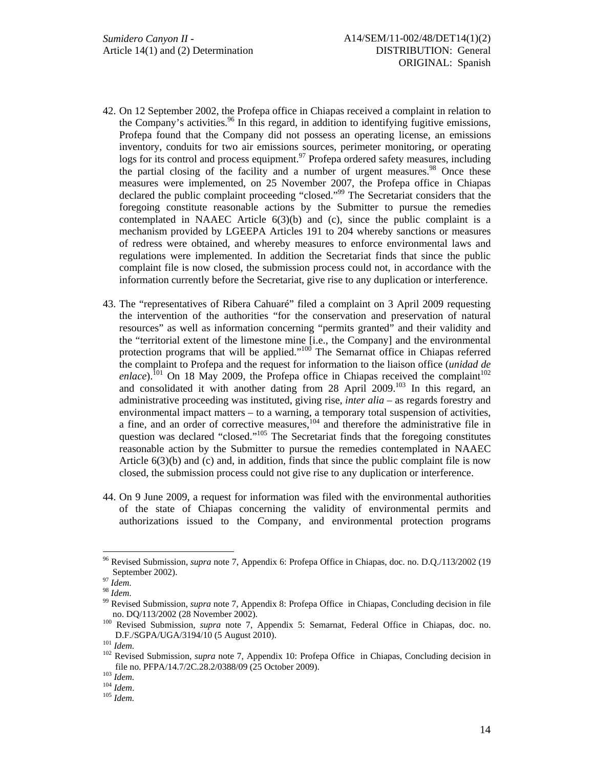42. On 12 September 2002, the Profepa office in Chiapas received a complaint in relation to the Company's activities.[96] In this regard, in addition to identifying fugitive emissions, Profepa found that the Company did not possess an operating license, an emissions inventory, conduits for two air emissions sources, perimeter monitoring, or operating logs for its control and process equipment.[97] Profepa ordered safety measures, including the partial closing of the facility and a number of urgent measures.[98] Once these measures were implemented, on 25 November 2007, the Profepa office in Chiapas declared the public complaint proceeding "closed."[99] The Secretariat considers that the foregoing constitute reasonable actions by the Submitter to pursue the remedies contemplated in NAAEC Article 6(3)(b) and (c), since the public complaint is a mechanism provided by LGEEPA Articles 191 to 204 whereby sanctions or measures of redress were obtained, and whereby measures to enforce environmental laws and regulations were implemented. In addition the Secretariat finds that since the public complaint file is now closed, the submission process could not, in accordance with the information currently before the Secretariat, give rise to any duplication or interference.

43. The "representatives of Ribera Cahuaré" filed a complaint on 3 April 2009 requesting the intervention of the authorities "for the conservation and preservation of natural resources" as well as information concerning "permits granted" and their validity and the "territorial extent of the limestone mine [i.e., the Company] and the environmental protection programs that will be applied."[100] The Semarnat office in Chiapas referred the complaint to Profepa and the request for information to the liaison office (*unidad de enlace*).[101] On 18 May 2009, the Profepa office in Chiapas received the complaint[102] and consolidated it with another dating from 28 April 2009.[103] In this regard, an administrative proceeding was instituted, giving rise, *inter alia* – as regards forestry and environmental impact matters – to a warning, a temporary total suspension of activities, a fine, and an order of corrective measures,[104] and therefore the administrative file in question was declared "closed."[105] The Secretariat finds that the foregoing constitutes reasonable action by the Submitter to pursue the remedies contemplated in NAAEC Article 6(3)(b) and (c) and, in addition, finds that since the public complaint file is now closed, the submission process could not give rise to any duplication or interference.

44. On 9 June 2009, a request for information was filed with the environmental authorities of the state of Chiapas concerning the validity of environmental permits and authorizations issued to the Company, and environmental protection programs

---

[96] Revised Submission, *supra* note 7, Appendix 6: Profepa Office in Chiapas, doc. no. D.Q./113/2002 (19 September 2002).

[97] *Idem*.

[98] *Idem*.

[99] Revised Submission, *supra* note 7, Appendix 8: Profepa Office in Chiapas, Concluding decision in file no. DQ/113/2002 (28 November 2002).

[100] Revised Submission, *supra* note 7, Appendix 5: Semarnat, Federal Office in Chiapas, doc. no. D.F./SGPA/UGA/3194/10 (5 August 2010).

[101] *Idem*.

[102] Revised Submission, *supra* note 7, Appendix 10: Profepa Office in Chiapas, Concluding decision in file no. PFPA/14.7/2C.28.2/0388/09 (25 October 2009).

[103] *Idem*.

[104] *Idem*.

[105] *Idem*.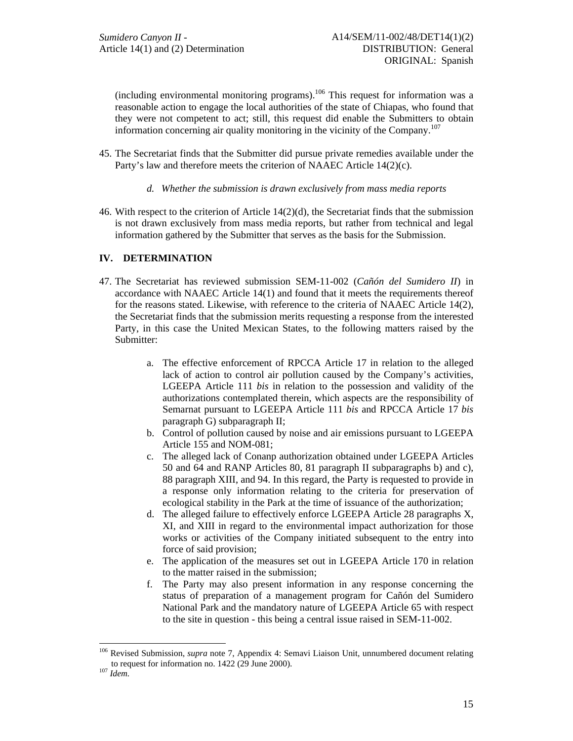(including environmental monitoring programs).[106] This request for information was a reasonable action to engage the local authorities of the state of Chiapas, who found that they were not competent to act; still, this request did enable the Submitters to obtain information concerning air quality monitoring in the vicinity of the Company.[107]

45. The Secretariat finds that the Submitter did pursue private remedies available under the Party's law and therefore meets the criterion of NAAEC Article 14(2)(c).

*d. Whether the submission is drawn exclusively from mass media reports*

46. With respect to the criterion of Article 14(2)(d), the Secretariat finds that the submission is not drawn exclusively from mass media reports, but rather from technical and legal information gathered by the Submitter that serves as the basis for the Submission.

## IV. DETERMINATION

47. The Secretariat has reviewed submission SEM-11-002 (*Cañón del Sumidero II*) in accordance with NAAEC Article 14(1) and found that it meets the requirements thereof for the reasons stated. Likewise, with reference to the criteria of NAAEC Article 14(2), the Secretariat finds that the submission merits requesting a response from the interested Party, in this case the United Mexican States, to the following matters raised by the Submitter:

    a. The effective enforcement of RPCCA Article 17 in relation to the alleged lack of action to control air pollution caused by the Company's activities, LGEEPA Article 111 *bis* in relation to the possession and validity of the authorizations contemplated therein, which aspects are the responsibility of Semarnat pursuant to LGEEPA Article 111 *bis* and RPCCA Article 17 *bis* paragraph G) subparagraph II;
    b. Control of pollution caused by noise and air emissions pursuant to LGEEPA Article 155 and NOM-081;
    c. The alleged lack of Conanp authorization obtained under LGEEPA Articles 50 and 64 and RANP Articles 80, 81 paragraph II subparagraphs b) and c), 88 paragraph XIII, and 94. In this regard, the Party is requested to provide in a response only information relating to the criteria for preservation of ecological stability in the Park at the time of issuance of the authorization;
    d. The alleged failure to effectively enforce LGEEPA Article 28 paragraphs X, XI, and XIII in regard to the environmental impact authorization for those works or activities of the Company initiated subsequent to the entry into force of said provision;
    e. The application of the measures set out in LGEEPA Article 170 in relation to the matter raised in the submission;
    f. The Party may also present information in any response concerning the status of preparation of a management program for Cañón del Sumidero National Park and the mandatory nature of LGEEPA Article 65 with respect to the site in question - this being a central issue raised in SEM-11-002.

---

[106] Revised Submission, *supra* note 7, Appendix 4: Semavi Liaison Unit, unnumbered document relating to request for information no. 1422 (29 June 2000).

[107] *Idem*.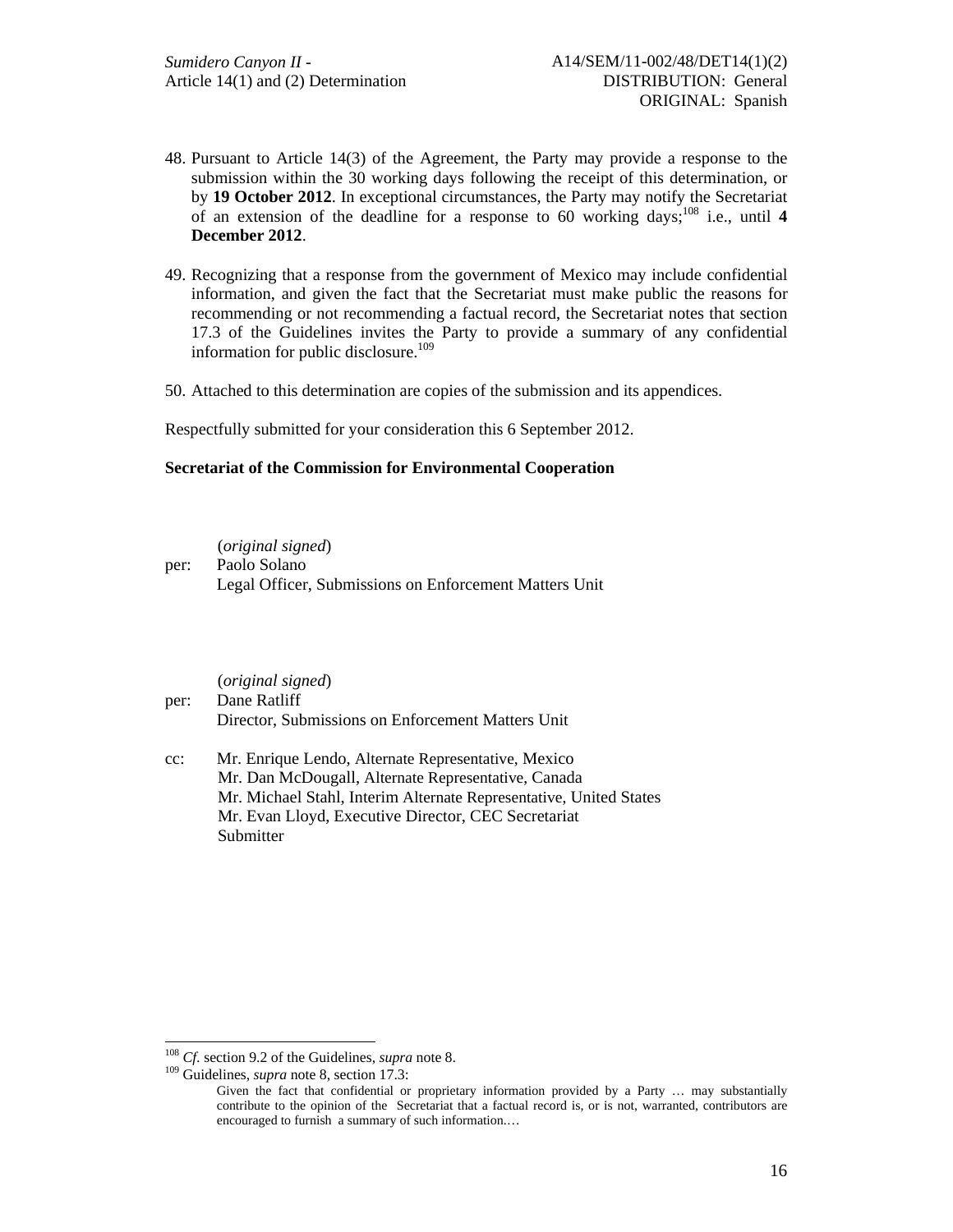48. Pursuant to Article 14(3) of the Agreement, the Party may provide a response to the submission within the 30 working days following the receipt of this determination, or by **19 October 2012**. In exceptional circumstances, the Party may notify the Secretariat of an extension of the deadline for a response to 60 working days;[108] i.e., until **4 December 2012**.

49. Recognizing that a response from the government of Mexico may include confidential information, and given the fact that the Secretariat must make public the reasons for recommending or not recommending a factual record, the Secretariat notes that section 17.3 of the Guidelines invites the Party to provide a summary of any confidential information for public disclosure.[109]

50. Attached to this determination are copies of the submission and its appendices.

Respectfully submitted for your consideration this 6 September 2012.

**Secretariat of the Commission for Environmental Cooperation**

(*original signed*)
per: Paolo Solano
Legal Officer, Submissions on Enforcement Matters Unit

(*original signed*)
per: Dane Ratliff
Director, Submissions on Enforcement Matters Unit

cc: Mr. Enrique Lendo, Alternate Representative, Mexico
Mr. Dan McDougall, Alternate Representative, Canada
Mr. Michael Stahl, Interim Alternate Representative, United States
Mr. Evan Lloyd, Executive Director, CEC Secretariat
Submitter

---

[108] *Cf.* section 9.2 of the Guidelines, *supra* note 8.

[109] Guidelines, *supra* note 8, section 17.3:

> Given the fact that confidential or proprietary information provided by a Party … may substantially contribute to the opinion of the Secretariat that a factual record is, or is not, warranted, contributors are encouraged to furnish a summary of such information.…